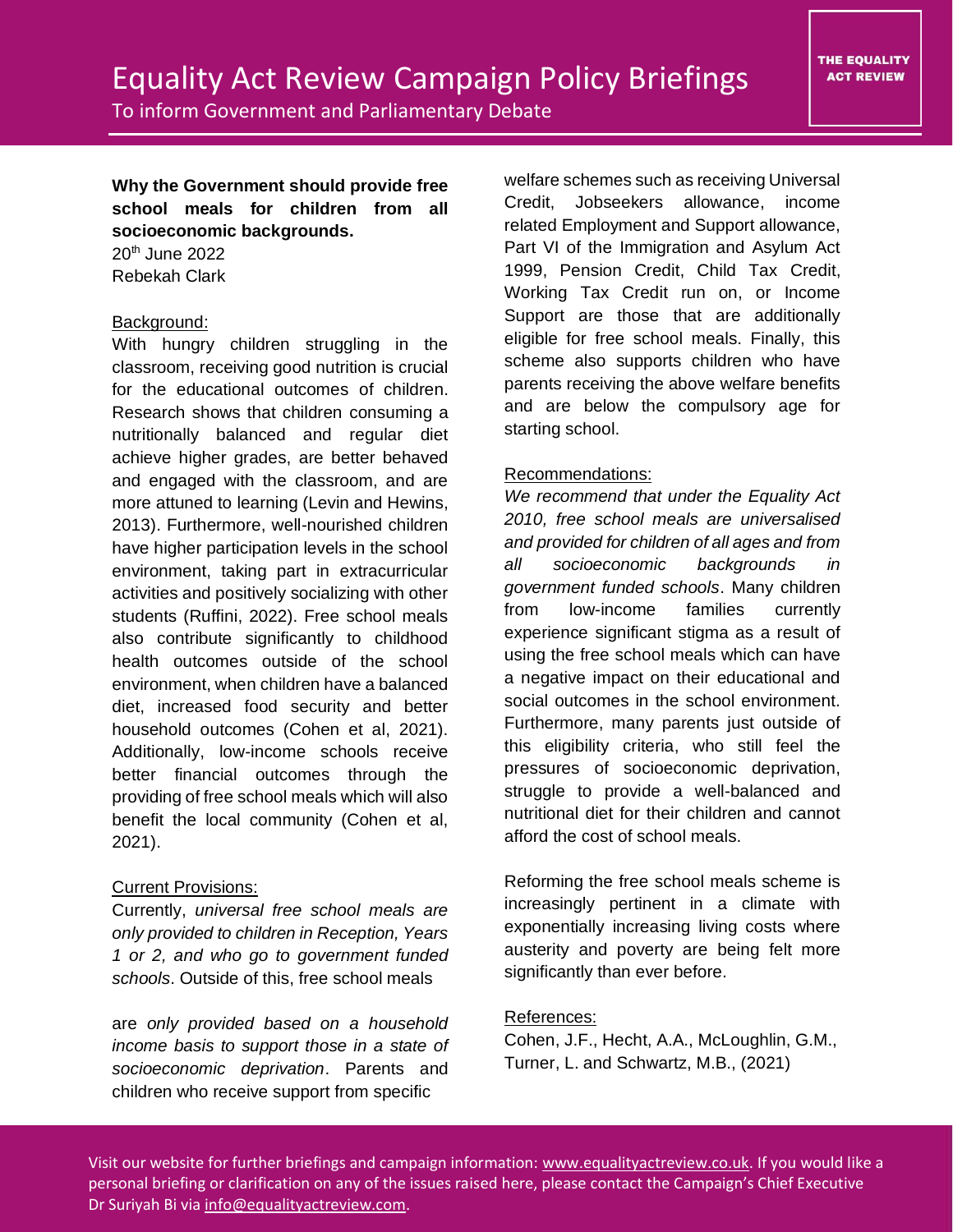# Equality Act Review Campaign Policy Briefings

To inform Government and Parliamentary Debate

THE EQUALITY ACT REVIEW

**Why the Government should provide free school meals for children from all socioeconomic backgrounds.**

20th June 2022

Rebekah Clark

## Background:

With hungry children struggling in the classroom, receiving good nutrition is crucial for the educational outcomes of children. Research shows that children consuming a nutritionally balanced and regular diet achieve higher grades, are better behaved and engaged with the classroom, and are more attuned to learning (Levin and Hewins, 2013). Furthermore, well-nourished children have higher participation levels in the school environment, taking part in extracurricular activities and positively socializing with other students (Ruffini, 2022). Free school meals also contribute significantly to childhood health outcomes outside of the school environment, when children have a balanced diet, increased food security and better household outcomes (Cohen et al, 2021). Additionally, low-income schools receive better financial outcomes through the providing of free school meals which will also benefit the local community (Cohen et al, 2021).

## Current Provisions:

Currently, *universal free school meals are only provided to children in Reception, Years 1 or 2, and who go to government funded schools*. Outside of this, free school meals are *only provided based on a household income basis to support those in a state of socioeconomic deprivation*. Parents and children who receive support from specific welfare schemes such as receiving Universal Credit, Jobseekers allowance, income related Employment and Support allowance, Part VI of the Immigration and Asylum Act 1999, Pension Credit, Child Tax Credit, Working Tax Credit run on, or Income Support are those that are additionally eligible for free school meals. Finally, this scheme also supports children who have parents receiving the above welfare benefits and are below the compulsory age for starting school.

## Recommendations:

*We recommend that under the Equality Act 2010, free school meals are universalised and provided for children of all ages and from all socioeconomic backgrounds in government funded schools*. Many children from low-income families currently experience significant stigma as a result of using the free school meals which can have a negative impact on their educational and social outcomes in the school environment. Furthermore, many parents just outside of this eligibility criteria, who still feel the pressures of socioeconomic deprivation, struggle to provide a well-balanced and nutritional diet for their children and cannot afford the cost of school meals.

Reforming the free school meals scheme is increasingly pertinent in a climate with exponentially increasing living costs where austerity and poverty are being felt more significantly than ever before.

## References:

Cohen, J.F., Hecht, A.A., McLoughlin, G.M., Turner, L. and Schwartz, M.B., (2021)

Visit our website for further briefings and campaign information: www.equalityactreview.co.uk. If you would like a personal briefing or clarification on any of the issues raised here, please contact the Campaign's Chief Executive Dr Suriyah Bi via info@equalityactreview.com.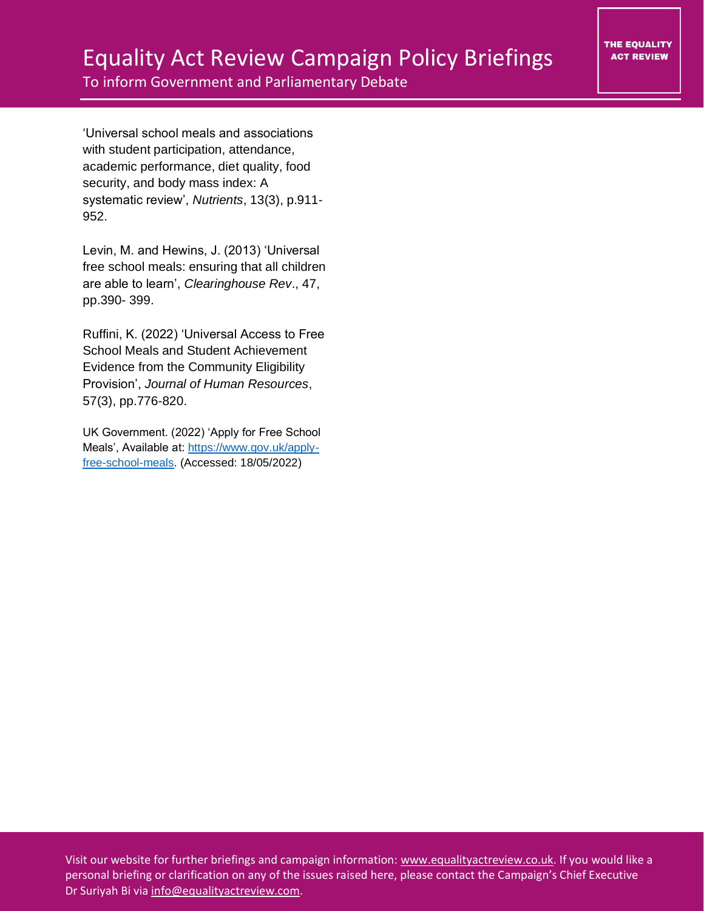'Universal school meals and associations with student participation, attendance, academic performance, diet quality, food security, and body mass index: A systematic review', *Nutrients*, 13(3), p.911-952.

Levin, M. and Hewins, J. (2013) 'Universal free school meals: ensuring that all children are able to learn', *Clearinghouse Rev*., 47, pp.390- 399.

Ruffini, K. (2022) 'Universal Access to Free School Meals and Student Achievement Evidence from the Community Eligibility Provision', *Journal of Human Resources*, 57(3), pp.776-820.

UK Government. (2022) 'Apply for Free School Meals', Available at: [https://www.gov.uk/apply-free-school-meals](https://www.gov.uk/apply-free-school-meals). (Accessed: 18/05/2022)